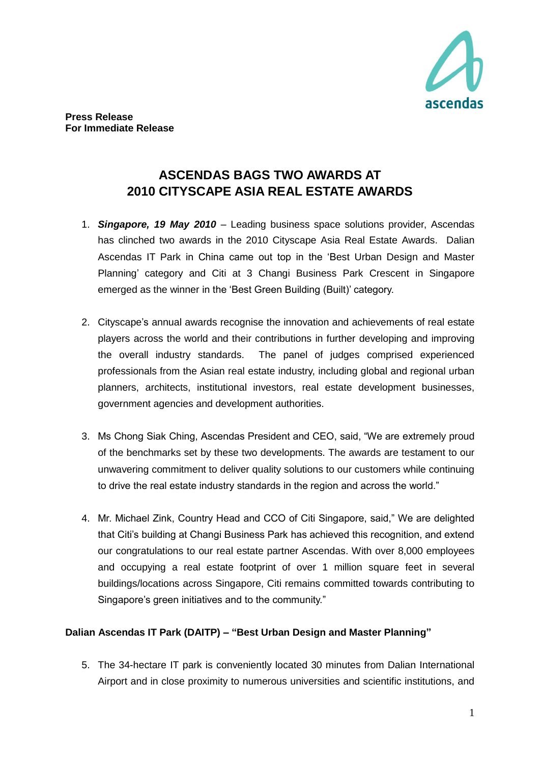**Press Release**
**For Immediate Release**

# ASCENDAS BAGS TWO AWARDS AT 2010 CITYSCAPE ASIA REAL ESTATE AWARDS

1. ***Singapore, 19 May 2010*** – Leading business space solutions provider, Ascendas has clinched two awards in the 2010 Cityscape Asia Real Estate Awards. Dalian Ascendas IT Park in China came out top in the 'Best Urban Design and Master Planning' category and Citi at 3 Changi Business Park Crescent in Singapore emerged as the winner in the 'Best Green Building (Built)' category.

2. Cityscape's annual awards recognise the innovation and achievements of real estate players across the world and their contributions in further developing and improving the overall industry standards. The panel of judges comprised experienced professionals from the Asian real estate industry, including global and regional urban planners, architects, institutional investors, real estate development businesses, government agencies and development authorities.

3. Ms Chong Siak Ching, Ascendas President and CEO, said, "We are extremely proud of the benchmarks set by these two developments. The awards are testament to our unwavering commitment to deliver quality solutions to our customers while continuing to drive the real estate industry standards in the region and across the world."

4. Mr. Michael Zink, Country Head and CCO of Citi Singapore, said," We are delighted that Citi's building at Changi Business Park has achieved this recognition, and extend our congratulations to our real estate partner Ascendas. With over 8,000 employees and occupying a real estate footprint of over 1 million square feet in several buildings/locations across Singapore, Citi remains committed towards contributing to Singapore's green initiatives and to the community."

**Dalian Ascendas IT Park (DAITP) – "Best Urban Design and Master Planning"**

5. The 34-hectare IT park is conveniently located 30 minutes from Dalian International Airport and in close proximity to numerous universities and scientific institutions, and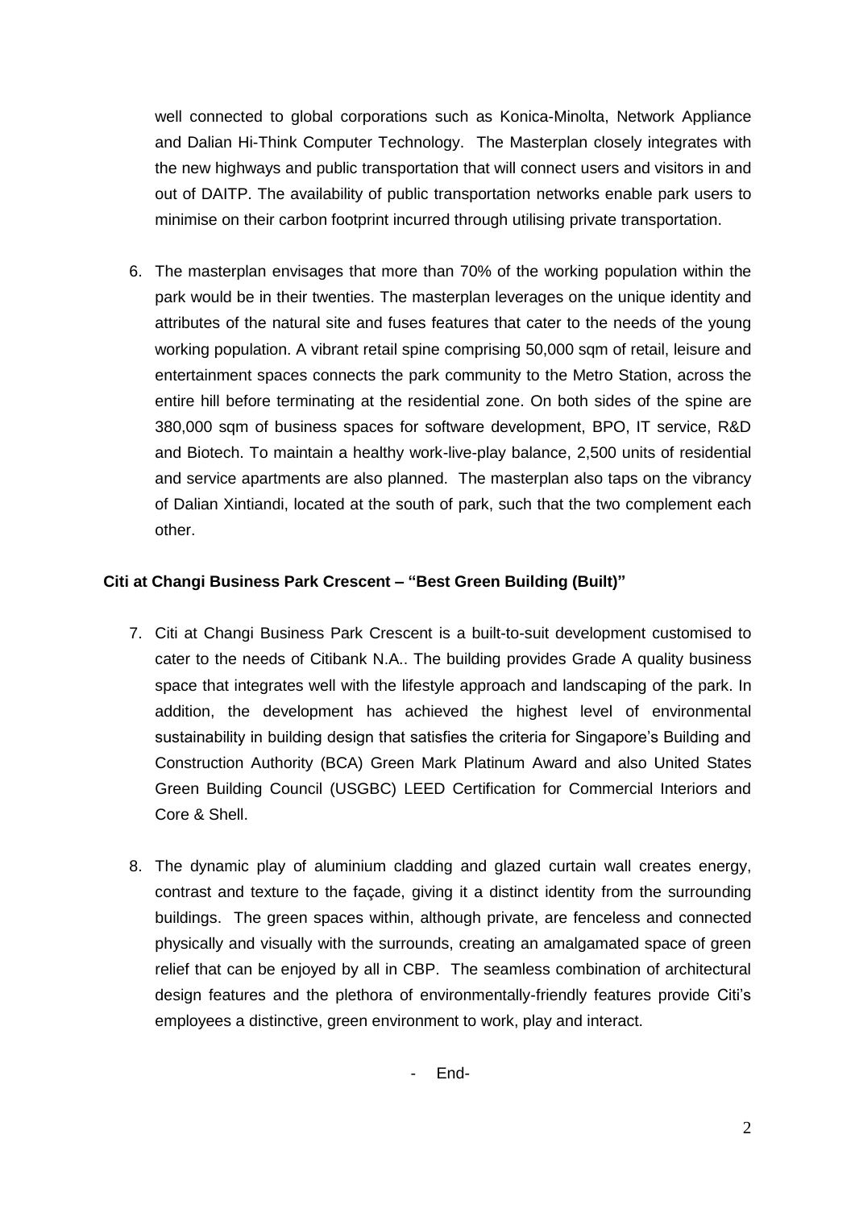well connected to global corporations such as Konica-Minolta, Network Appliance and Dalian Hi-Think Computer Technology. The Masterplan closely integrates with the new highways and public transportation that will connect users and visitors in and out of DAITP. The availability of public transportation networks enable park users to minimise on their carbon footprint incurred through utilising private transportation.

6. The masterplan envisages that more than 70% of the working population within the park would be in their twenties. The masterplan leverages on the unique identity and attributes of the natural site and fuses features that cater to the needs of the young working population. A vibrant retail spine comprising 50,000 sqm of retail, leisure and entertainment spaces connects the park community to the Metro Station, across the entire hill before terminating at the residential zone. On both sides of the spine are 380,000 sqm of business spaces for software development, BPO, IT service, R&D and Biotech. To maintain a healthy work-live-play balance, 2,500 units of residential and service apartments are also planned. The masterplan also taps on the vibrancy of Dalian Xintiandi, located at the south of park, such that the two complement each other.

**Citi at Changi Business Park Crescent – "Best Green Building (Built)"**

7. Citi at Changi Business Park Crescent is a built-to-suit development customised to cater to the needs of Citibank N.A.. The building provides Grade A quality business space that integrates well with the lifestyle approach and landscaping of the park. In addition, the development has achieved the highest level of environmental sustainability in building design that satisfies the criteria for Singapore's Building and Construction Authority (BCA) Green Mark Platinum Award and also United States Green Building Council (USGBC) LEED Certification for Commercial Interiors and Core & Shell.

8. The dynamic play of aluminium cladding and glazed curtain wall creates energy, contrast and texture to the façade, giving it a distinct identity from the surrounding buildings. The green spaces within, although private, are fenceless and connected physically and visually with the surrounds, creating an amalgamated space of green relief that can be enjoyed by all in CBP. The seamless combination of architectural design features and the plethora of environmentally-friendly features provide Citi's employees a distinctive, green environment to work, play and interact.

- End-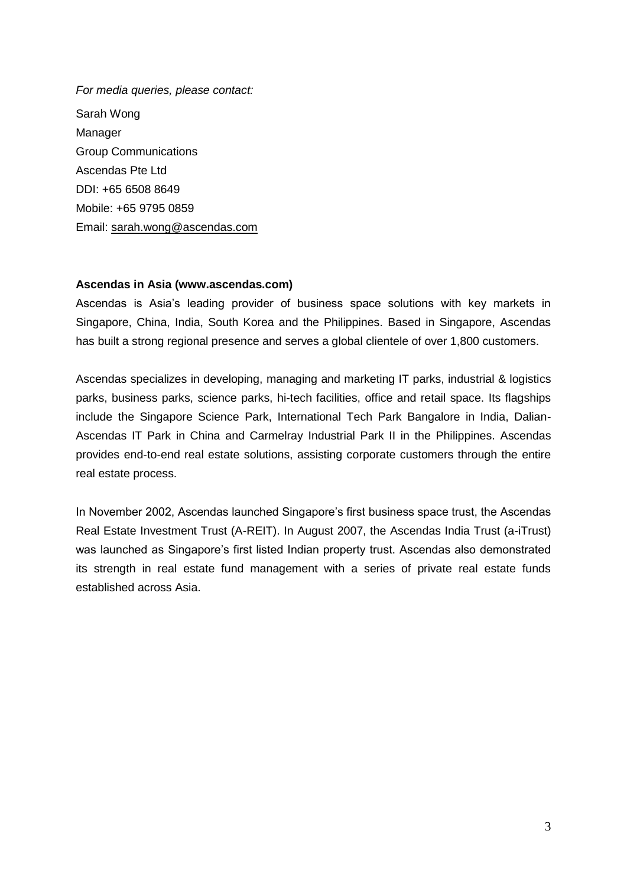*For media queries, please contact:*

Sarah Wong
Manager
Group Communications
Ascendas Pte Ltd
DDI: +65 6508 8649
Mobile: +65 9795 0859
Email: sarah.wong@ascendas.com

**Ascendas in Asia (www.ascendas.com)**

Ascendas is Asia's leading provider of business space solutions with key markets in Singapore, China, India, South Korea and the Philippines. Based in Singapore, Ascendas has built a strong regional presence and serves a global clientele of over 1,800 customers.

Ascendas specializes in developing, managing and marketing IT parks, industrial & logistics parks, business parks, science parks, hi-tech facilities, office and retail space. Its flagships include the Singapore Science Park, International Tech Park Bangalore in India, Dalian-Ascendas IT Park in China and Carmelray Industrial Park II in the Philippines. Ascendas provides end-to-end real estate solutions, assisting corporate customers through the entire real estate process.

In November 2002, Ascendas launched Singapore's first business space trust, the Ascendas Real Estate Investment Trust (A-REIT). In August 2007, the Ascendas India Trust (a-iTrust) was launched as Singapore's first listed Indian property trust. Ascendas also demonstrated its strength in real estate fund management with a series of private real estate funds established across Asia.